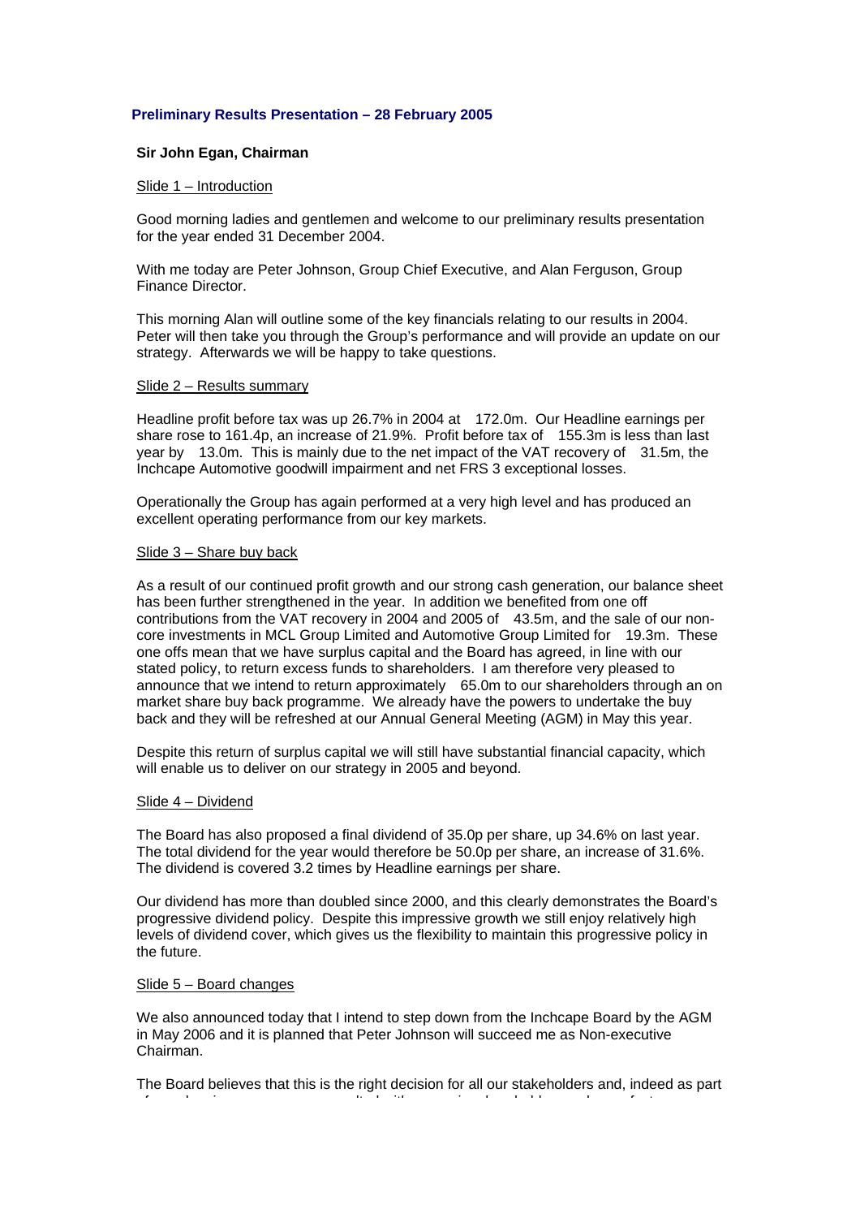## Preliminary Results Presentation – 28 February 2005

### Sir John Egan, Chairman

Slide 1 – Introduction

Good morning ladies and gentlemen and welcome to our preliminary results presentation for the year ended 31 December 2004.

With me today are Peter Johnson, Group Chief Executive, and Alan Ferguson, Group Finance Director.

This morning Alan will outline some of the key financials relating to our results in 2004. Peter will then take you through the Group's performance and will provide an update on our strategy. Afterwards we will be happy to take questions.

Slide 2 – Results summary

Headline profit before tax was up 26.7% in 2004 at 172.0m. Our Headline earnings per share rose to 161.4p, an increase of 21.9%. Profit before tax of 155.3m is less than last year by 13.0m. This is mainly due to the net impact of the VAT recovery of 31.5m, the Inchcape Automotive goodwill impairment and net FRS 3 exceptional losses.

Operationally the Group has again performed at a very high level and has produced an excellent operating performance from our key markets.

Slide 3 – Share buy back

As a result of our continued profit growth and our strong cash generation, our balance sheet has been further strengthened in the year. In addition we benefited from one off contributions from the VAT recovery in 2004 and 2005 of 43.5m, and the sale of our non-core investments in MCL Group Limited and Automotive Group Limited for 19.3m. These one offs mean that we have surplus capital and the Board has agreed, in line with our stated policy, to return excess funds to shareholders. I am therefore very pleased to announce that we intend to return approximately 65.0m to our shareholders through an on market share buy back programme. We already have the powers to undertake the buy back and they will be refreshed at our Annual General Meeting (AGM) in May this year.

Despite this return of surplus capital we will still have substantial financial capacity, which will enable us to deliver on our strategy in 2005 and beyond.

Slide 4 – Dividend

The Board has also proposed a final dividend of 35.0p per share, up 34.6% on last year. The total dividend for the year would therefore be 50.0p per share, an increase of 31.6%. The dividend is covered 3.2 times by Headline earnings per share.

Our dividend has more than doubled since 2000, and this clearly demonstrates the Board's progressive dividend policy. Despite this impressive growth we still enjoy relatively high levels of dividend cover, which gives us the flexibility to maintain this progressive policy in the future.

Slide 5 – Board changes

We also announced today that I intend to step down from the Inchcape Board by the AGM in May 2006 and it is planned that Peter Johnson will succeed me as Non-executive Chairman.

The Board believes that this is the right decision for all our stakeholders and, indeed as part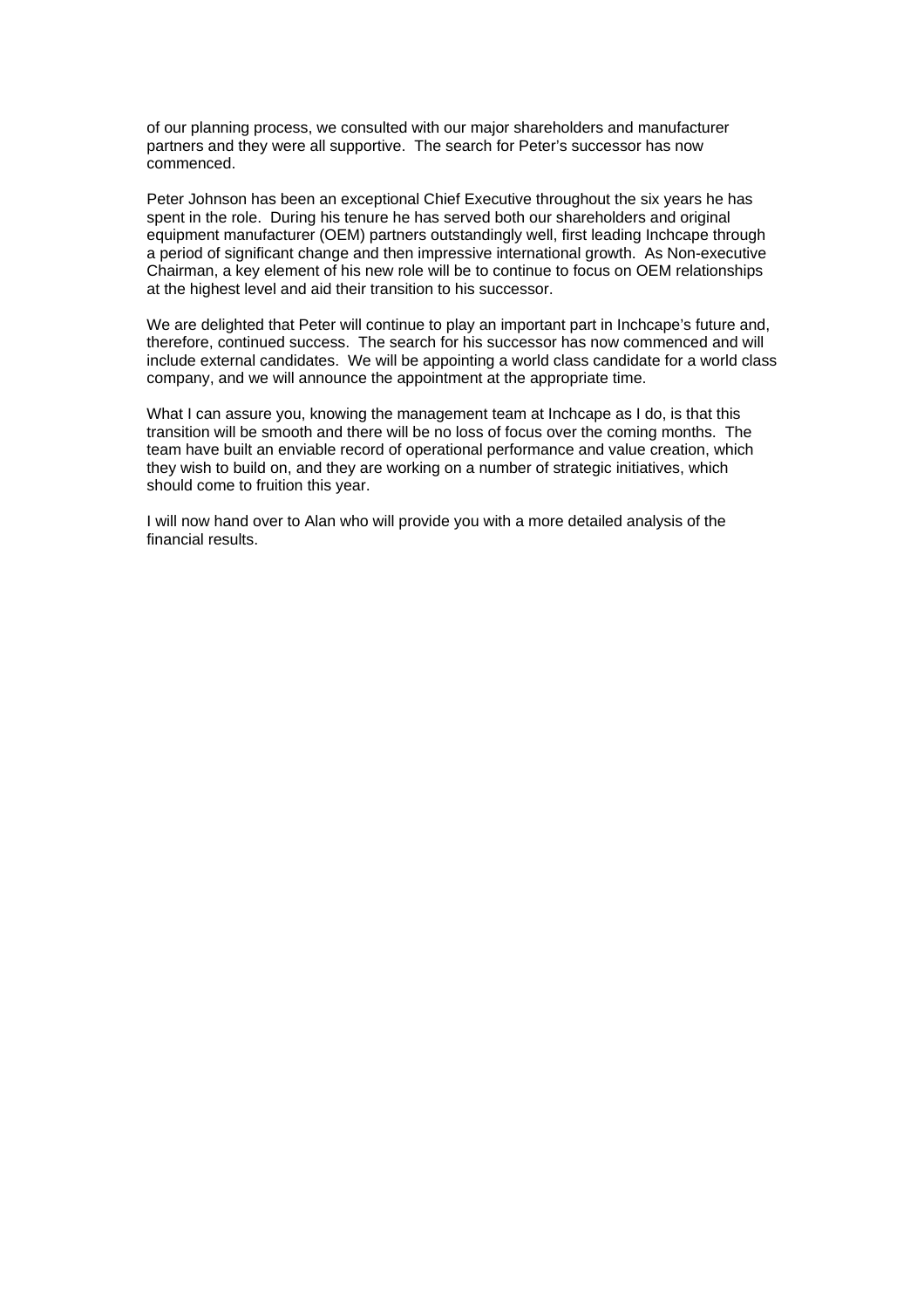of our planning process, we consulted with our major shareholders and manufacturer partners and they were all supportive. The search for Peter's successor has now commenced.

Peter Johnson has been an exceptional Chief Executive throughout the six years he has spent in the role. During his tenure he has served both our shareholders and original equipment manufacturer (OEM) partners outstandingly well, first leading Inchcape through a period of significant change and then impressive international growth. As Non-executive Chairman, a key element of his new role will be to continue to focus on OEM relationships at the highest level and aid their transition to his successor.

We are delighted that Peter will continue to play an important part in Inchcape's future and, therefore, continued success. The search for his successor has now commenced and will include external candidates. We will be appointing a world class candidate for a world class company, and we will announce the appointment at the appropriate time.

What I can assure you, knowing the management team at Inchcape as I do, is that this transition will be smooth and there will be no loss of focus over the coming months. The team have built an enviable record of operational performance and value creation, which they wish to build on, and they are working on a number of strategic initiatives, which should come to fruition this year.

I will now hand over to Alan who will provide you with a more detailed analysis of the financial results.